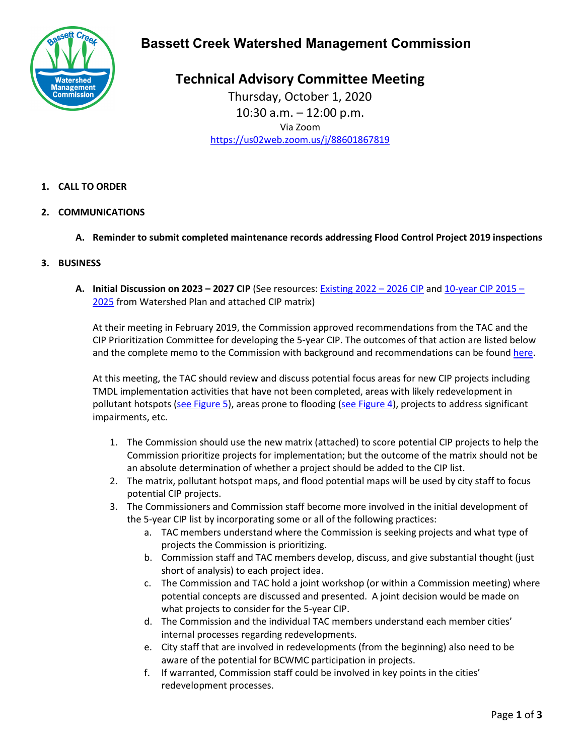# Bassett Creek Watershed Management Commission

## Technical Advisory Committee Meeting

Thursday, October 1, 2020
10:30 a.m. – 12:00 p.m.
Via Zoom
https://us02web.zoom.us/j/88601867819

1. **CALL TO ORDER**

2. **COMMUNICATIONS**

   A. **Reminder to submit completed maintenance records addressing Flood Control Project 2019 inspections**

3. **BUSINESS**

   A. **Initial Discussion on 2023 – 2027 CIP** (See resources: Existing 2022 – 2026 CIP and 10-year CIP 2015 – 2025 from Watershed Plan and attached CIP matrix)

   At their meeting in February 2019, the Commission approved recommendations from the TAC and the CIP Prioritization Committee for developing the 5-year CIP. The outcomes of that action are listed below and the complete memo to the Commission with background and recommendations can be found here.

   At this meeting, the TAC should review and discuss potential focus areas for new CIP projects including TMDL implementation activities that have not been completed, areas with likely redevelopment in pollutant hotspots (see Figure 5), areas prone to flooding (see Figure 4), projects to address significant impairments, etc.

   1. The Commission should use the new matrix (attached) to score potential CIP projects to help the Commission prioritize projects for implementation; but the outcome of the matrix should not be an absolute determination of whether a project should be added to the CIP list.
   2. The matrix, pollutant hotspot maps, and flood potential maps will be used by city staff to focus potential CIP projects.
   3. The Commissioners and Commission staff become more involved in the initial development of the 5-year CIP list by incorporating some or all of the following practices:
      a. TAC members understand where the Commission is seeking projects and what type of projects the Commission is prioritizing.
      b. Commission staff and TAC members develop, discuss, and give substantial thought (just short of analysis) to each project idea.
      c. The Commission and TAC hold a joint workshop (or within a Commission meeting) where potential concepts are discussed and presented. A joint decision would be made on what projects to consider for the 5-year CIP.
      d. The Commission and the individual TAC members understand each member cities' internal processes regarding redevelopments.
      e. City staff that are involved in redevelopments (from the beginning) also need to be aware of the potential for BCWMC participation in projects.
      f. If warranted, Commission staff could be involved in key points in the cities' redevelopment processes.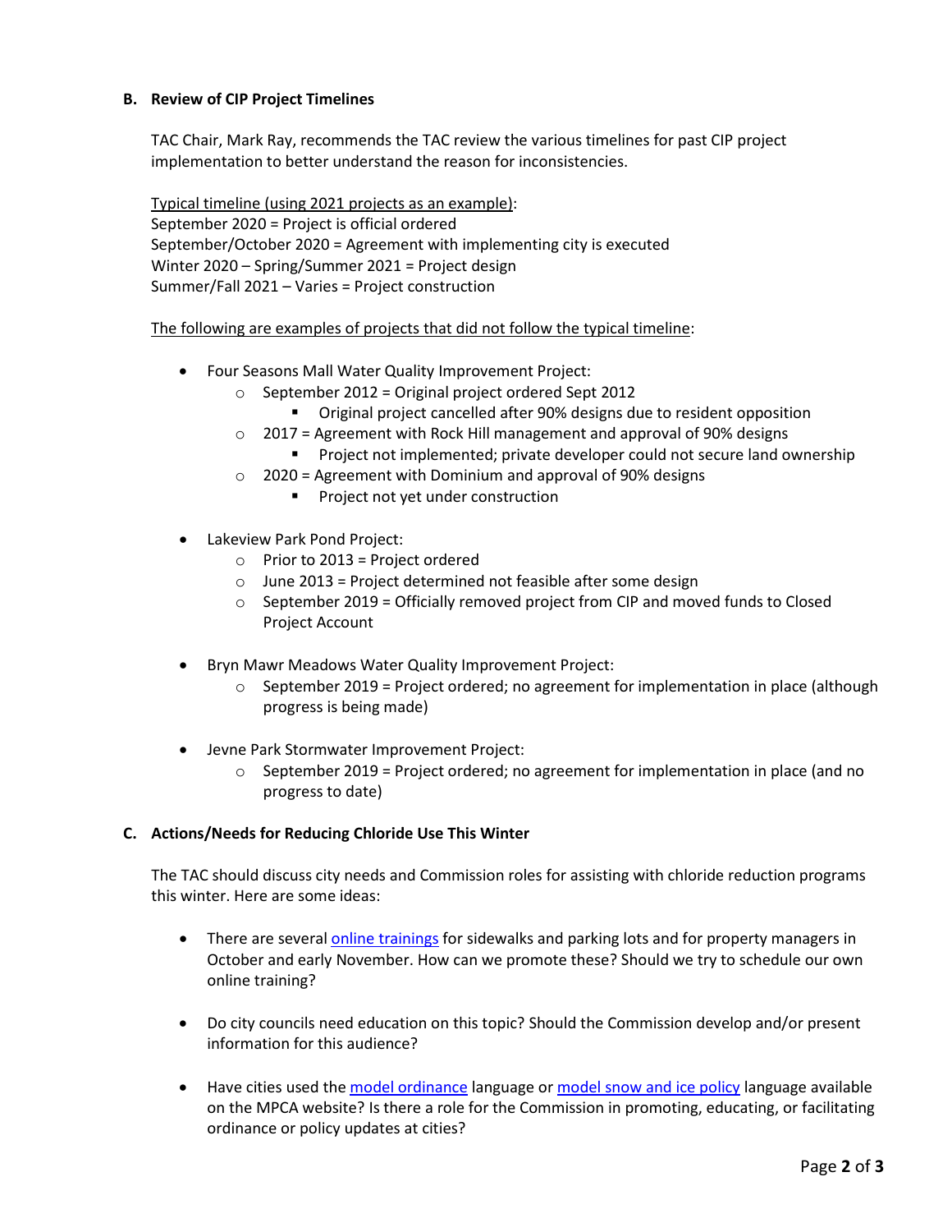### B. Review of CIP Project Timelines

TAC Chair, Mark Ray, recommends the TAC review the various timelines for past CIP project implementation to better understand the reason for inconsistencies.

<u>Typical timeline (using 2021 projects as an example)</u>:
September 2020 = Project is official ordered
September/October 2020 = Agreement with implementing city is executed
Winter 2020 – Spring/Summer 2021 = Project design
Summer/Fall 2021 – Varies = Project construction

<u>The following are examples of projects that did not follow the typical timeline</u>:

- Four Seasons Mall Water Quality Improvement Project:
  - September 2012 = Original project ordered Sept 2012
    - Original project cancelled after 90% designs due to resident opposition
  - 2017 = Agreement with Rock Hill management and approval of 90% designs
    - Project not implemented; private developer could not secure land ownership
  - 2020 = Agreement with Dominium and approval of 90% designs
    - Project not yet under construction

- Lakeview Park Pond Project:
  - Prior to 2013 = Project ordered
  - June 2013 = Project determined not feasible after some design
  - September 2019 = Officially removed project from CIP and moved funds to Closed Project Account

- Bryn Mawr Meadows Water Quality Improvement Project:
  - September 2019 = Project ordered; no agreement for implementation in place (although progress is being made)

- Jevne Park Stormwater Improvement Project:
  - September 2019 = Project ordered; no agreement for implementation in place (and no progress to date)

### C. Actions/Needs for Reducing Chloride Use This Winter

The TAC should discuss city needs and Commission roles for assisting with chloride reduction programs this winter. Here are some ideas:

- There are several online trainings for sidewalks and parking lots and for property managers in October and early November. How can we promote these? Should we try to schedule our own online training?

- Do city councils need education on this topic? Should the Commission develop and/or present information for this audience?

- Have cities used the model ordinance language or model snow and ice policy language available on the MPCA website? Is there a role for the Commission in promoting, educating, or facilitating ordinance or policy updates at cities?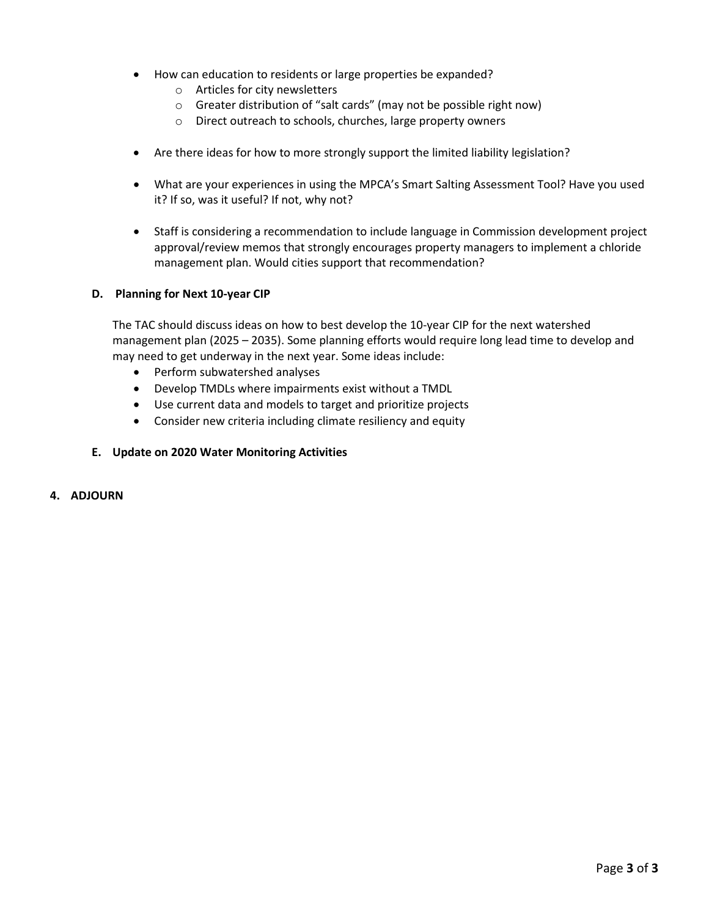- How can education to residents or large properties be expanded?
    - Articles for city newsletters
    - Greater distribution of "salt cards" (may not be possible right now)
    - Direct outreach to schools, churches, large property owners

- Are there ideas for how to more strongly support the limited liability legislation?

- What are your experiences in using the MPCA's Smart Salting Assessment Tool? Have you used it? If so, was it useful? If not, why not?

- Staff is considering a recommendation to include language in Commission development project approval/review memos that strongly encourages property managers to implement a chloride management plan. Would cities support that recommendation?

**D. Planning for Next 10-year CIP**

The TAC should discuss ideas on how to best develop the 10-year CIP for the next watershed management plan (2025 – 2035). Some planning efforts would require long lead time to develop and may need to get underway in the next year. Some ideas include:

- Perform subwatershed analyses
- Develop TMDLs where impairments exist without a TMDL
- Use current data and models to target and prioritize projects
- Consider new criteria including climate resiliency and equity

**E. Update on 2020 Water Monitoring Activities**

**4. ADJOURN**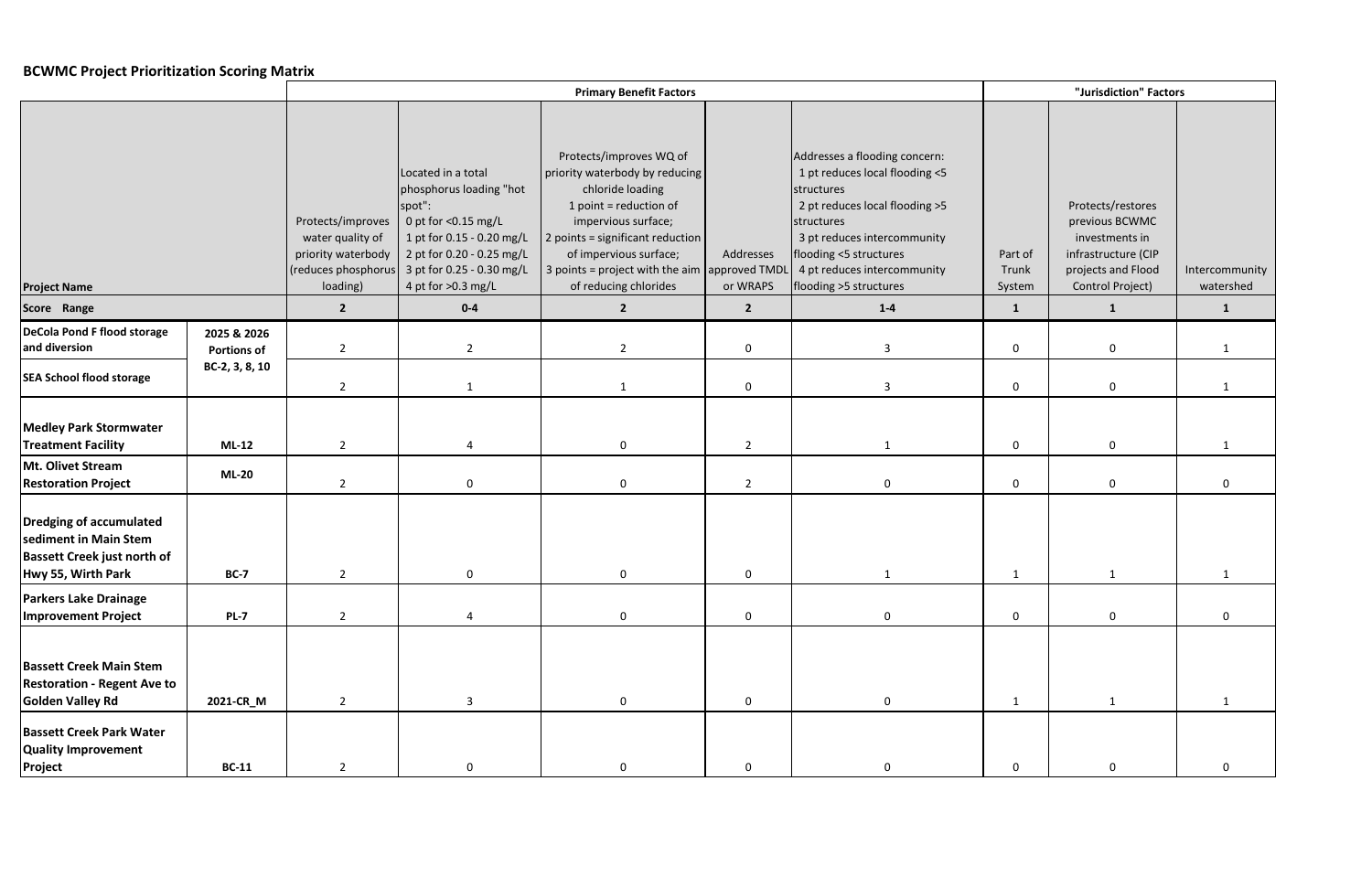## BCWMC Project Prioritization Scoring Matrix

| | | Primary Benefit Factors | | | | | "Jurisdiction" Factors | | |
|---|---|---|---|---|---|---|---|---|---|
| **Project Name** | | Protects/improves water quality of priority waterbody (reduces phosphorus loading) | Located in a total phosphorus loading "hot spot": 0 pt for <0.15 mg/L 1 pt for 0.15 - 0.20 mg/L 2 pt for 0.20 - 0.25 mg/L 3 pt for 0.25 - 0.30 mg/L 4 pt for >0.3 mg/L | Protects/improves WQ of priority waterbody by reducing chloride loading 1 point = reduction of impervious surface; 2 points = significant reduction of impervious surface; 3 points = project with the aim of reducing chlorides | Addresses approved TMDL or WRAPS | Addresses a flooding concern: 1 pt reduces local flooding <5 structures 2 pt reduces local flooding >5 structures 3 pt reduces intercommunity flooding <5 structures 4 pt reduces intercommunity flooding >5 structures | Part of Trunk System | Protects/restores previous BCWMC investments in infrastructure (CIP projects and Flood Control Project) | Intercommunity watershed |
| **Score Range** | | **2** | **0-4** | **2** | **2** | **1-4** | **1** | **1** | **1** |
| **DeCola Pond F flood storage and diversion** | **2025 & 2026 Portions of BC-2, 3, 8, 10** | 2 | 2 | 2 | 0 | 3 | 0 | 0 | 1 |
| **SEA School flood storage** | | 2 | 1 | 1 | 0 | 3 | 0 | 0 | 1 |
| **Medley Park Stormwater Treatment Facility** | **ML-12** | 2 | 4 | 0 | 2 | 1 | 0 | 0 | 1 |
| **Mt. Olivet Stream Restoration Project** | **ML-20** | 2 | 0 | 0 | 2 | 0 | 0 | 0 | 0 |
| **Dredging of accumulated sediment in Main Stem Bassett Creek just north of Hwy 55, Wirth Park** | **BC-7** | 2 | 0 | 0 | 0 | 1 | 1 | 1 | 1 |
| **Parkers Lake Drainage Improvement Project** | **PL-7** | 2 | 4 | 0 | 0 | 0 | 0 | 0 | 0 |
| **Bassett Creek Main Stem Restoration - Regent Ave to Golden Valley Rd** | **2021-CR_M** | 2 | 3 | 0 | 0 | 0 | 1 | 1 | 1 |
| **Bassett Creek Park Water Quality Improvement Project** | **BC-11** | 2 | 0 | 0 | 0 | 0 | 0 | 0 | 0 |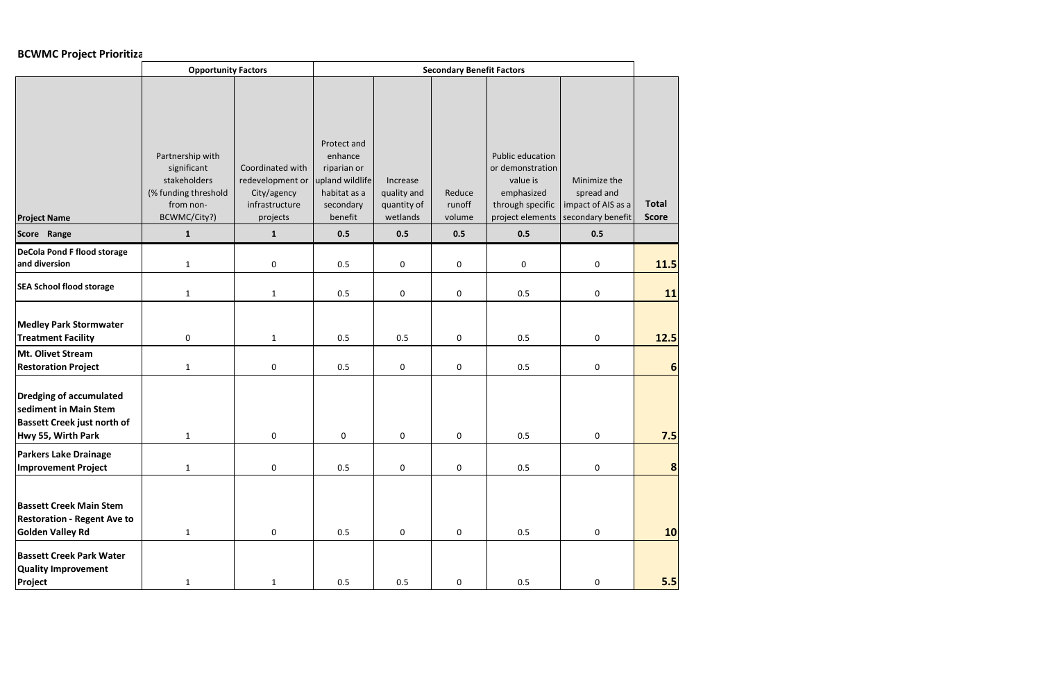**BCWMC Project Prioritiza**

| Project Name | Opportunity Factors | | Secondary Benefit Factors | | | | | Total Score |
|---|---|---|---|---|---|---|---|---|
| | Partnership with significant stakeholders (% funding threshold from non-BCWMC/City?) | Coordinated with redevelopment or City/agency infrastructure projects | Protect and enhance riparian or upland wildlife habitat as a secondary benefit | Increase quality and quantity of wetlands | Reduce runoff volume | Public education or demonstration value is emphasized through specific project elements | Minimize the spread and impact of AIS as a secondary benefit | |
| **Score Range** | **1** | **1** | **0.5** | **0.5** | **0.5** | **0.5** | **0.5** | |
| **DeCola Pond F flood storage and diversion** | 1 | 0 | 0.5 | 0 | 0 | 0 | 0 | **11.5** |
| **SEA School flood storage** | 1 | 1 | 0.5 | 0 | 0 | 0.5 | 0 | **11** |
| **Medley Park Stormwater Treatment Facility** | 0 | 1 | 0.5 | 0.5 | 0 | 0.5 | 0 | **12.5** |
| **Mt. Olivet Stream Restoration Project** | 1 | 0 | 0.5 | 0 | 0 | 0.5 | 0 | **6** |
| **Dredging of accumulated sediment in Main Stem Bassett Creek just north of Hwy 55, Wirth Park** | 1 | 0 | 0 | 0 | 0 | 0.5 | 0 | **7.5** |
| **Parkers Lake Drainage Improvement Project** | 1 | 0 | 0.5 | 0 | 0 | 0.5 | 0 | **8** |
| **Bassett Creek Main Stem Restoration - Regent Ave to Golden Valley Rd** | 1 | 0 | 0.5 | 0 | 0 | 0.5 | 0 | **10** |
| **Bassett Creek Park Water Quality Improvement Project** | 1 | 1 | 0.5 | 0.5 | 0 | 0.5 | 0 | **5.5** |